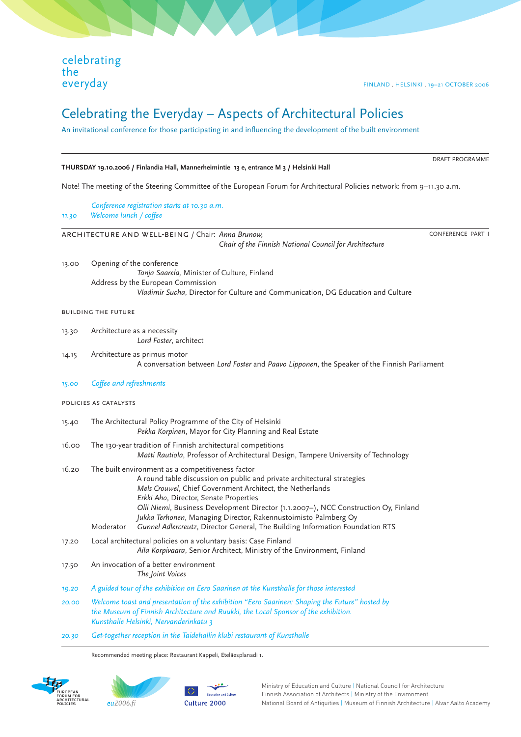celebrating
the
everyday

FINLAND . HELSINKI . 19–21 OCTOBER 2006

# Celebrating the Everyday – Aspects of Architectural Policies

An invitational conference for those participating in and influencing the development of the built environment

DRAFT PROGRAMME

**THURSDAY 19.10.2006 / Finlandia Hall, Mannerheimintie 13 e, entrance M 3 / Helsinki Hall**

Note! The meeting of the Steering Committee of the European Forum for Architectural Policies network: from 9–11.30 a.m.

*Conference registration starts at 10.30 a.m.*

*11.30 Welcome lunch / coffee*

## ARCHITECTURE AND WELL-BEING / Chair: *Anna Brunow, Chair of the Finnish National Council for Architecture*

CONFERENCE PART I

13.00 Opening of the conference
*Tanja Saarela*, Minister of Culture, Finland
Address by the European Commission
*Vladimir Sucha*, Director for Culture and Communication, DG Education and Culture

### BUILDING THE FUTURE

13.30 Architecture as a necessity
*Lord Foster*, architect

14.15 Architecture as primus motor
A conversation between *Lord Foster* and *Paavo Lipponen*, the Speaker of the Finnish Parliament

*15.00 Coffee and refreshments*

### POLICIES AS CATALYSTS

15.40 The Architectural Policy Programme of the City of Helsinki
*Pekka Korpinen*, Mayor for City Planning and Real Estate

16.00 The 130-year tradition of Finnish architectural competitions
*Matti Rautiola*, Professor of Architectural Design, Tampere University of Technology

16.20 The built environment as a competitiveness factor
A round table discussion on public and private architectural strategies
*Mels Crouwel*, Chief Government Architect, the Netherlands
*Erkki Aho*, Director, Senate Properties
*Olli Niemi*, Business Development Director (1.1.2007–), NCC Construction Oy, Finland
*Jukka Terhonen*, Managing Director, Rakennustoimisto Palmberg Oy
Moderator *Gunnel Adlercreutz*, Director General, The Building Information Foundation RTS

17.20 Local architectural policies on a voluntary basis: Case Finland
*Aila Korpivaara*, Senior Architect, Ministry of the Environment, Finland

17.50 An invocation of a better environment
*The Joint Voices*

*19.20 A guided tour of the exhibition on Eero Saarinen at the Kunsthalle for those interested*

*20.00 Welcome toast and presentation of the exhibition "Eero Saarinen: Shaping the Future" hosted by the Museum of Finnish Architecture and Ruukki, the Local Sponsor of the exhibition. Kunsthalle Helsinki, Nervanderinkatu 3*

*20.30 Get-together reception in the Taidehallin klubi restaurant of Kunsthalle*

Recommended meeting place: Restaurant Kappeli, Eteläesplanadi 1.

EUROPEAN FORUM FOR ARCHITECTURAL POLICIES | eu2006.fi | Education and Culture | Culture 2000

Ministry of Education and Culture | National Council for Architecture
Finnish Association of Architects | Ministry of the Environment
National Board of Antiquities | Museum of Finnish Architecture | Alvar Aalto Academy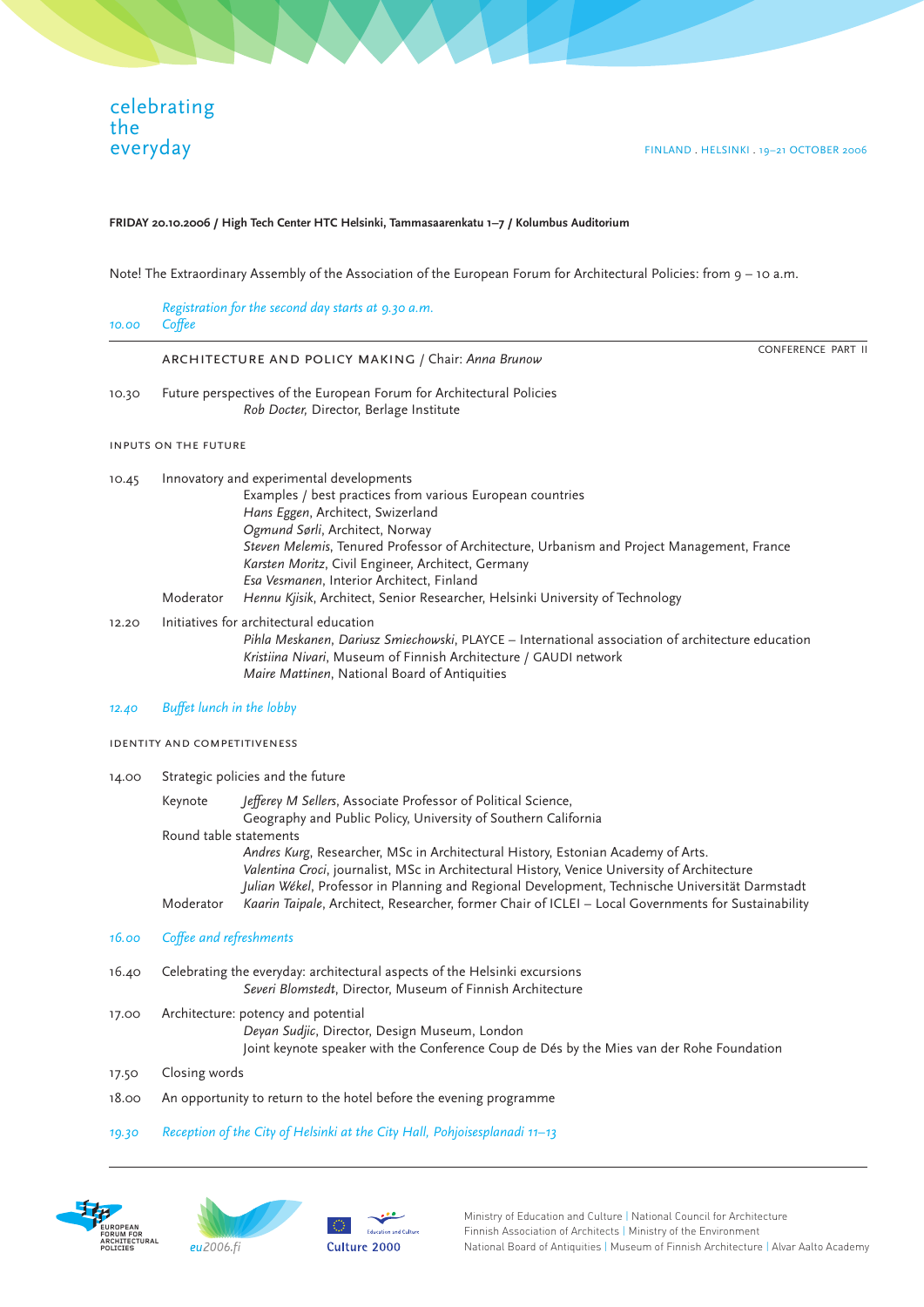celebrating
the
everyday

FINLAND . HELSINKI . 19–21 OCTOBER 2006

**FRIDAY 20.10.2006 / High Tech Center HTC Helsinki, Tammasaarenkatu 1–7 / Kolumbus Auditorium**

Note! The Extraordinary Assembly of the Association of the European Forum for Architectural Policies: from 9 – 10 a.m.

*Registration for the second day starts at 9.30 a.m.*

*10.00 Coffee*

CONFERENCE PART II

## ARCHITECTURE AND POLICY MAKING / Chair: *Anna Brunow*

10.30 Future perspectives of the European Forum for Architectural Policies
*Rob Docter*, Director, Berlage Institute

### INPUTS ON THE FUTURE

10.45 Innovatory and experimental developments
Examples / best practices from various European countries
*Hans Eggen*, Architect, Swizerland
*Ogmund Sørli*, Architect, Norway
*Steven Melemis*, Tenured Professor of Architecture, Urbanism and Project Management, France
*Karsten Moritz*, Civil Engineer, Architect, Germany
*Esa Vesmanen*, Interior Architect, Finland
Moderator *Hennu Kjisik*, Architect, Senior Researcher, Helsinki University of Technology

12.20 Initiatives for architectural education
*Pihla Meskanen*, *Dariusz Smiechowski*, PLAYCE – International association of architecture education
*Kristiina Nivari*, Museum of Finnish Architecture / GAUDI network
*Maire Mattinen*, National Board of Antiquities

*12.40 Buffet lunch in the lobby*

### IDENTITY AND COMPETITIVENESS

14.00 Strategic policies and the future
Keynote *Jefferey M Sellers*, Associate Professor of Political Science, Geography and Public Policy, University of Southern California
Round table statements
*Andres Kurg*, Researcher, MSc in Architectural History, Estonian Academy of Arts.
*Valentina Croci*, journalist, MSc in Architectural History, Venice University of Architecture
*Julian Wékel*, Professor in Planning and Regional Development, Technische Universität Darmstadt
Moderator *Kaarin Taipale*, Architect, Researcher, former Chair of ICLEI – Local Governments for Sustainability

*16.00 Coffee and refreshments*

16.40 Celebrating the everyday: architectural aspects of the Helsinki excursions
*Severi Blomstedt*, Director, Museum of Finnish Architecture

17.00 Architecture: potency and potential
*Deyan Sudjic*, Director, Design Museum, London
Joint keynote speaker with the Conference Coup de Dés by the Mies van der Rohe Foundation

17.50 Closing words

18.00 An opportunity to return to the hotel before the evening programme

*19.30 Reception of the City of Helsinki at the City Hall, Pohjoisesplanadi 11–13*

EUROPEAN FORUM FOR ARCHITECTURAL POLICIES | eu2006.fi | Education and Culture | Culture 2000

Ministry of Education and Culture | National Council for Architecture
Finnish Association of Architects | Ministry of the Environment
National Board of Antiquities | Museum of Finnish Architecture | Alvar Aalto Academy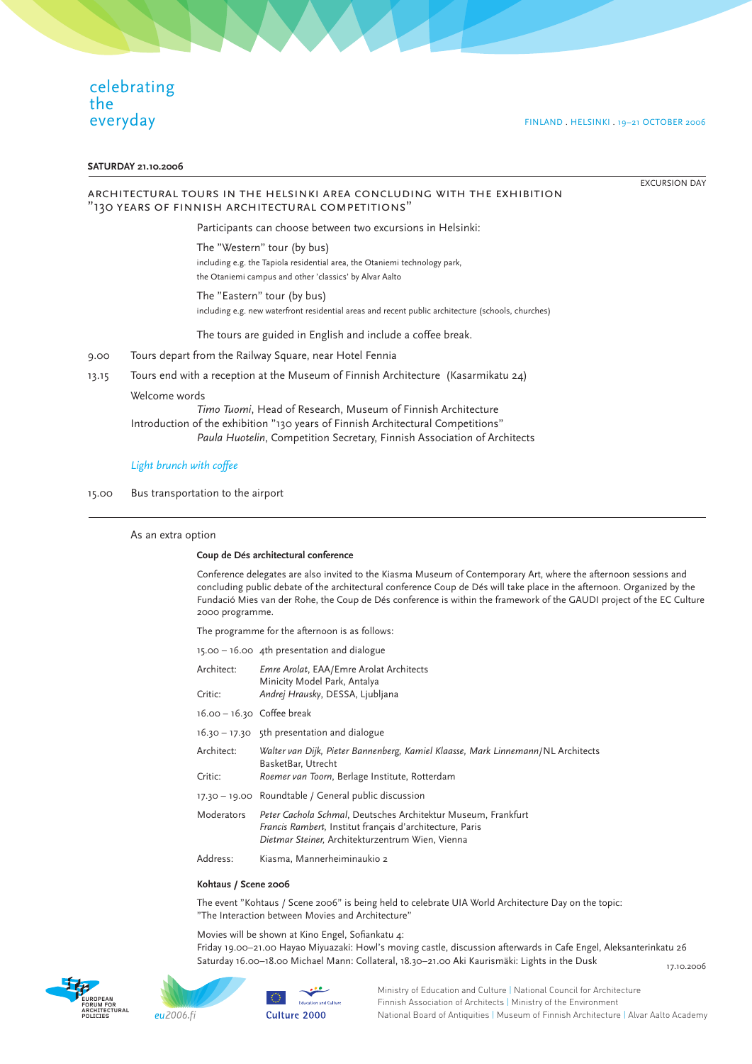celebrating
the
everyday

FINLAND . HELSINKI . 19–21 OCTOBER 2006

**SATURDAY 21.10.2006**

EXCURSION DAY

## ARCHITECTURAL TOURS IN THE HELSINKI AREA CONCLUDING WITH THE EXHIBITION "130 YEARS OF FINNISH ARCHITECTURAL COMPETITIONS"

Participants can choose between two excursions in Helsinki:

The "Western" tour (by bus)
including e.g. the Tapiola residential area, the Otaniemi technology park, the Otaniemi campus and other 'classics' by Alvar Aalto

The "Eastern" tour (by bus)
including e.g. new waterfront residential areas and recent public architecture (schools, churches)

The tours are guided in English and include a coffee break.

9.00 Tours depart from the Railway Square, near Hotel Fennia

13.15 Tours end with a reception at the Museum of Finnish Architecture (Kasarmikatu 24)

Welcome words
*Timo Tuomi*, Head of Research, Museum of Finnish Architecture
Introduction of the exhibition "130 years of Finnish Architectural Competitions"
*Paula Huotelin*, Competition Secretary, Finnish Association of Architects

*Light brunch with coffee*

15.00 Bus transportation to the airport

---

As an extra option

**Coup de Dés architectural conference**

Conference delegates are also invited to the Kiasma Museum of Contemporary Art, where the afternoon sessions and concluding public debate of the architectural conference Coup de Dés will take place in the afternoon. Organized by the Fundació Mies van der Rohe, the Coup de Dés conference is within the framework of the GAUDI project of the EC Culture 2000 programme.

The programme for the afternoon is as follows:

15.00 – 16.00 4th presentation and dialogue

Architect: *Emre Arolat*, EAA/Emre Arolat Architects
Minicity Model Park, Antalya
Critic: *Andrej Hrausky*, DESSA, Ljubljana

16.00 – 16.30 Coffee break

16.30 – 17.30 5th presentation and dialogue

Architect: *Walter van Dijk, Pieter Bannenberg, Kamiel Klaasse, Mark Linnemann*/NL Architects
BasketBar, Utrecht
Critic: *Roemer van Toorn*, Berlage Institute, Rotterdam

17.30 – 19.00 Roundtable / General public discussion

Moderators *Peter Cachola Schmal*, Deutsches Architektur Museum, Frankfurt
*Francis Rambert*, Institut français d'architecture, Paris
*Dietmar Steiner*, Architekturzentrum Wien, Vienna

Address: Kiasma, Mannerheiminaukio 2

**Kohtaus / Scene 2006**

The event "Kohtaus / Scene 2006" is being held to celebrate UIA World Architecture Day on the topic: "The Interaction between Movies and Architecture"

Movies will be shown at Kino Engel, Sofiankatu 4:
Friday 19.00–21.00 Hayao Miyuazaki: Howl's moving castle, discussion afterwards in Cafe Engel, Aleksanterinkatu 26
Saturday 16.00–18.00 Michael Mann: Collateral, 18.30–21.00 Aki Kaurismäki: Lights in the Dusk

17.10.2006

EUROPEAN FORUM FOR ARCHITECTURAL POLICIES | eu2006.fi | Education and Culture | Culture 2000

Ministry of Education and Culture | National Council for Architecture
Finnish Association of Architects | Ministry of the Environment
National Board of Antiquities | Museum of Finnish Architecture | Alvar Aalto Academy